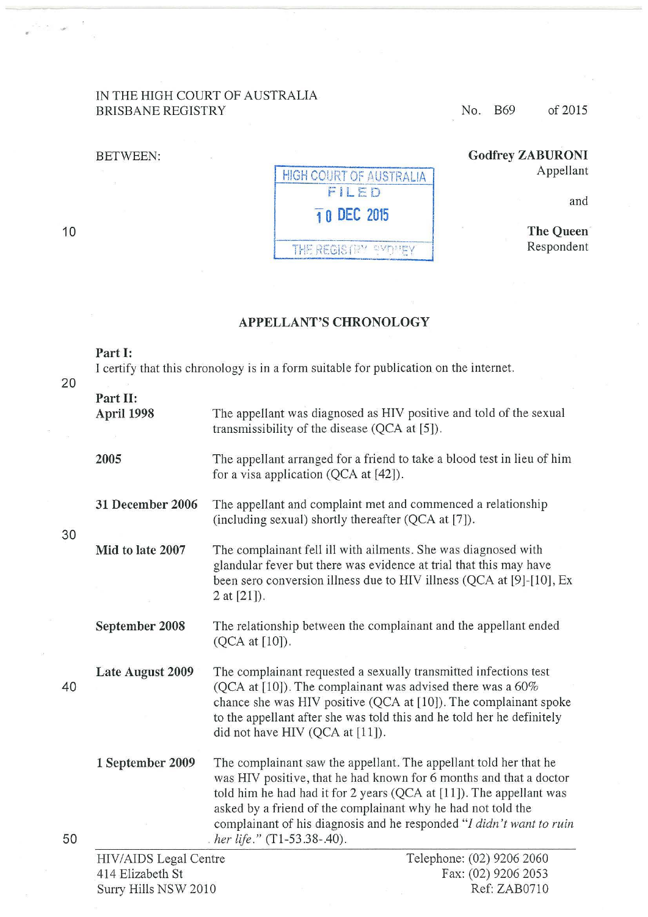IN THE HIGH COURT OF AUSTRALIA
BRISBANE REGISTRY

No. B69 of 2015

BETWEEN:

HIGH COURT OF AUSTRALIA
FILED
10 DEC 2015
THE REGISTRY SYDNEY

**Godfrey ZABURONI**
Appellant

and

**The Queen**
Respondent

## APPELLANT'S CHRONOLOGY

**Part I:**

I certify that this chronology is in a form suitable for publication on the internet.

**Part II:**

| | |
|---|---|
| **April 1998** | The appellant was diagnosed as HIV positive and told of the sexual transmissibility of the disease (QCA at [5]). |
| **2005** | The appellant arranged for a friend to take a blood test in lieu of him for a visa application (QCA at [42]). |
| **31 December 2006** | The appellant and complaint met and commenced a relationship (including sexual) shortly thereafter (QCA at [7]). |
| **Mid to late 2007** | The complainant fell ill with ailments. She was diagnosed with glandular fever but there was evidence at trial that this may have been sero conversion illness due to HIV illness (QCA at [9]-[10], Ex 2 at [21]). |
| **September 2008** | The relationship between the complainant and the appellant ended (QCA at [10]). |
| **Late August 2009** | The complainant requested a sexually transmitted infections test (QCA at [10]). The complainant was advised there was a 60% chance she was HIV positive (QCA at [10]). The complainant spoke to the appellant after she was told this and he told her he definitely did not have HIV (QCA at [11]). |
| **1 September 2009** | The complainant saw the appellant. The appellant told her that he was HIV positive, that he had known for 6 months and that a doctor told him he had had it for 2 years (QCA at [11]). The appellant was asked by a friend of the complainant why he had not told the complainant of his diagnosis and he responded "*I didn't want to ruin her life.*" (T1-53.38-.40). |

HIV/AIDS Legal Centre
414 Elizabeth St
Surry Hills NSW 2010

Telephone: (02) 9206 2060
Fax: (02) 9206 2053
Ref: ZAB0710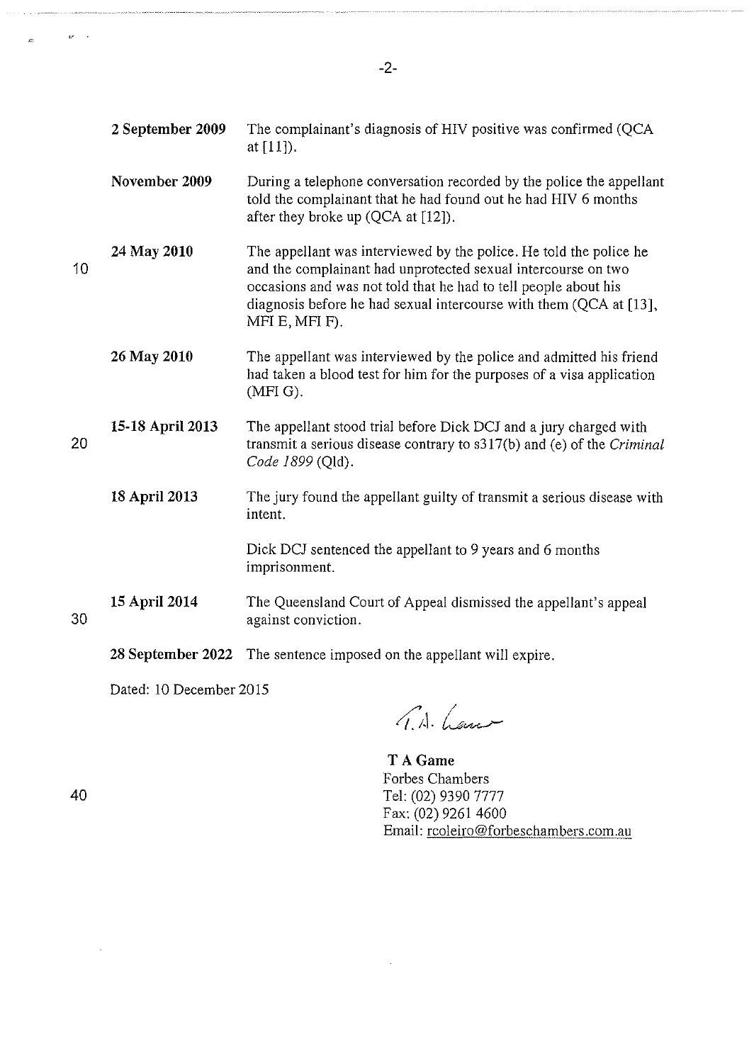| | |
|---|---|
| **2 September 2009** | The complainant's diagnosis of HIV positive was confirmed (QCA at [11]). |
| **November 2009** | During a telephone conversation recorded by the police the appellant told the complainant that he had found out he had HIV 6 months after they broke up (QCA at [12]). |
| **24 May 2010** | The appellant was interviewed by the police. He told the police he and the complainant had unprotected sexual intercourse on two occasions and was not told that he had to tell people about his diagnosis before he had sexual intercourse with them (QCA at [13], MFI E, MFI F). |
| **26 May 2010** | The appellant was interviewed by the police and admitted his friend had taken a blood test for him for the purposes of a visa application (MFI G). |
| **15-18 April 2013** | The appellant stood trial before Dick DCJ and a jury charged with transmit a serious disease contrary to s317(b) and (e) of the *Criminal Code 1899* (Qld). |
| **18 April 2013** | The jury found the appellant guilty of transmit a serious disease with intent. |
| | Dick DCJ sentenced the appellant to 9 years and 6 months imprisonment. |
| **15 April 2014** | The Queensland Court of Appeal dismissed the appellant's appeal against conviction. |
| **28 September 2022** | The sentence imposed on the appellant will expire. |

Dated: 10 December 2015

T.A. Game

**T A Game**
Forbes Chambers
Tel: (02) 9390 7777
Fax: (02) 9261 4600
Email: rcoleiro@forbeschambers.com.au